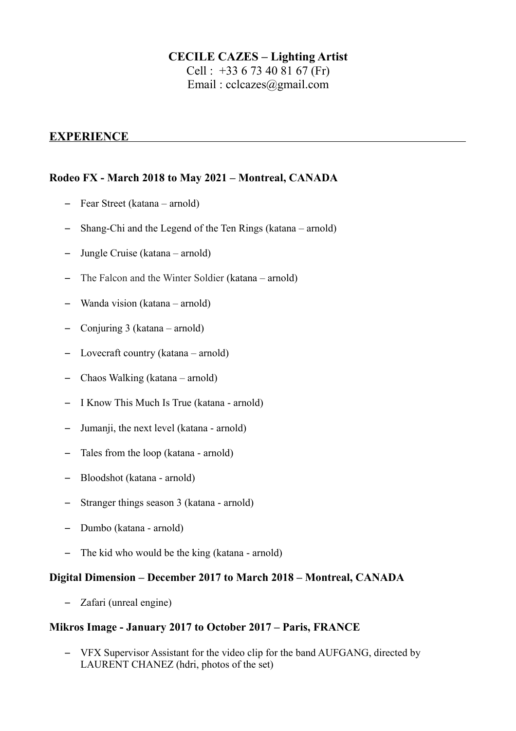**CECILE CAZES – Lighting Artist**
Cell : +33 6 73 40 81 67 (Fr)
Email : cclcazes@gmail.com

## EXPERIENCE

### Rodeo FX - March 2018 to May 2021 – Montreal, CANADA

- Fear Street (katana – arnold)
- Shang-Chi and the Legend of the Ten Rings (katana – arnold)
- Jungle Cruise (katana – arnold)
- The Falcon and the Winter Soldier (katana – arnold)
- Wanda vision (katana – arnold)
- Conjuring 3 (katana – arnold)
- Lovecraft country (katana – arnold)
- Chaos Walking (katana – arnold)
- I Know This Much Is True (katana - arnold)
- Jumanji, the next level (katana - arnold)
- Tales from the loop (katana - arnold)
- Bloodshot (katana - arnold)
- Stranger things season 3 (katana - arnold)
- Dumbo (katana - arnold)
- The kid who would be the king (katana - arnold)

### Digital Dimension – December 2017 to March 2018 – Montreal, CANADA

- Zafari (unreal engine)

### Mikros Image - January 2017 to October 2017 – Paris, FRANCE

- VFX Supervisor Assistant for the video clip for the band AUFGANG, directed by LAURENT CHANEZ (hdri, photos of the set)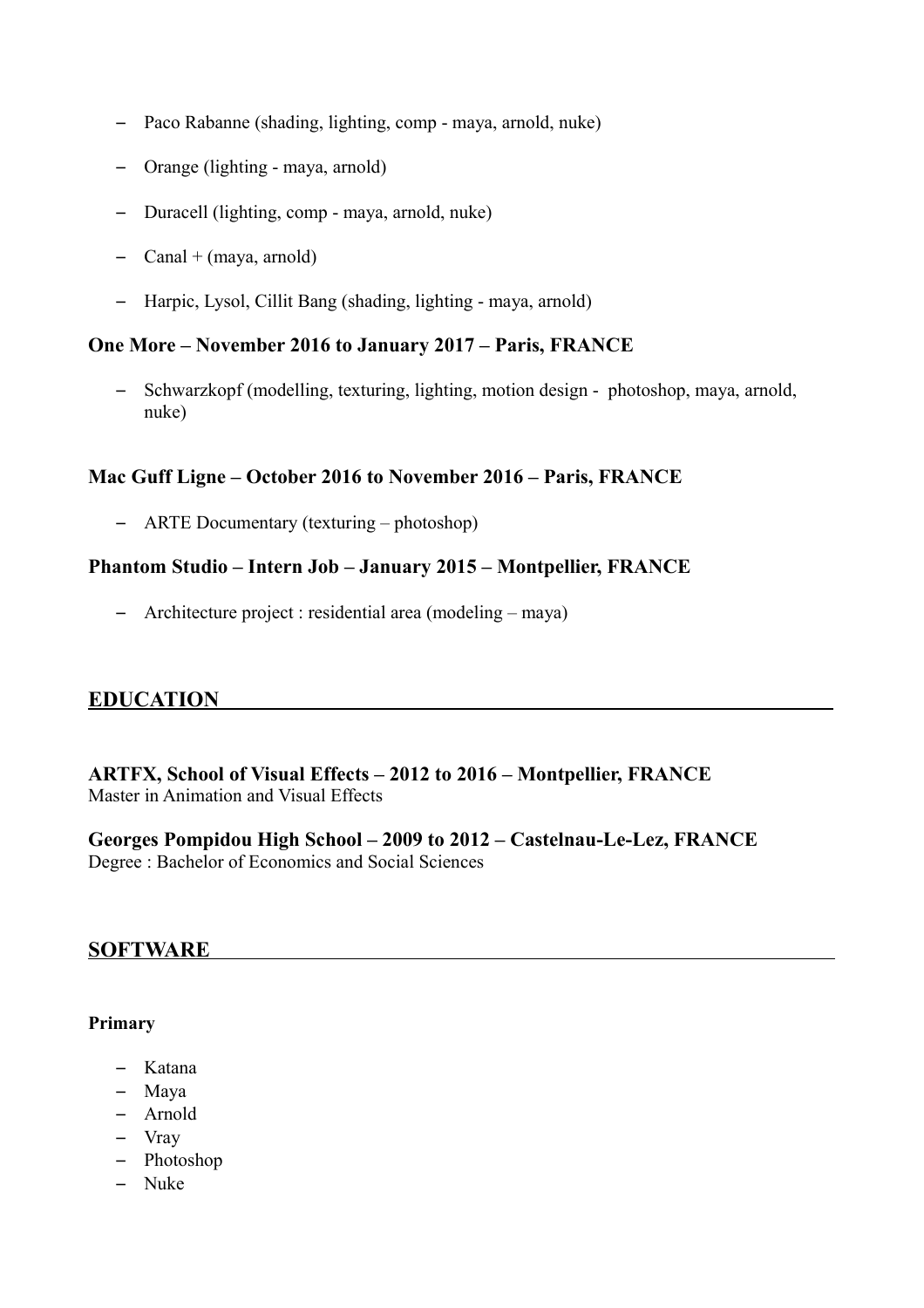- Paco Rabanne (shading, lighting, comp - maya, arnold, nuke)
- Orange (lighting - maya, arnold)
- Duracell (lighting, comp - maya, arnold, nuke)
- Canal + (maya, arnold)
- Harpic, Lysol, Cillit Bang (shading, lighting - maya, arnold)

### One More – November 2016 to January 2017 – Paris, FRANCE

- Schwarzkopf (modelling, texturing, lighting, motion design - photoshop, maya, arnold, nuke)

### Mac Guff Ligne – October 2016 to November 2016 – Paris, FRANCE

- ARTE Documentary (texturing – photoshop)

### Phantom Studio – Intern Job – January 2015 – Montpellier, FRANCE

- Architecture project : residential area (modeling – maya)

## EDUCATION

**ARTFX, School of Visual Effects – 2012 to 2016 – Montpellier, FRANCE**
Master in Animation and Visual Effects

**Georges Pompidou High School – 2009 to 2012 – Castelnau-Le-Lez, FRANCE**
Degree : Bachelor of Economics and Social Sciences

## SOFTWARE

**Primary**

- Katana
- Maya
- Arnold
- Vray
- Photoshop
- Nuke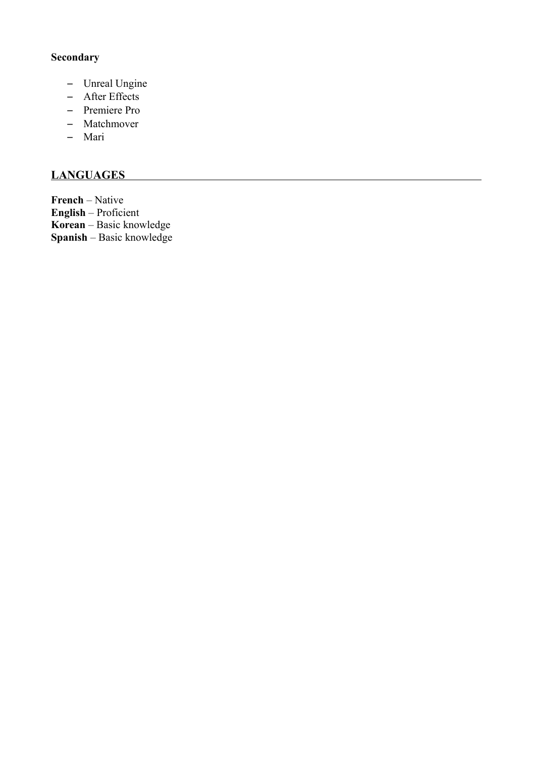**Secondary**

- Unreal Ungine
- After Effects
- Premiere Pro
- Matchmover
- Mari

## LANGUAGES

**French** – Native
**English** – Proficient
**Korean** – Basic knowledge
**Spanish** – Basic knowledge